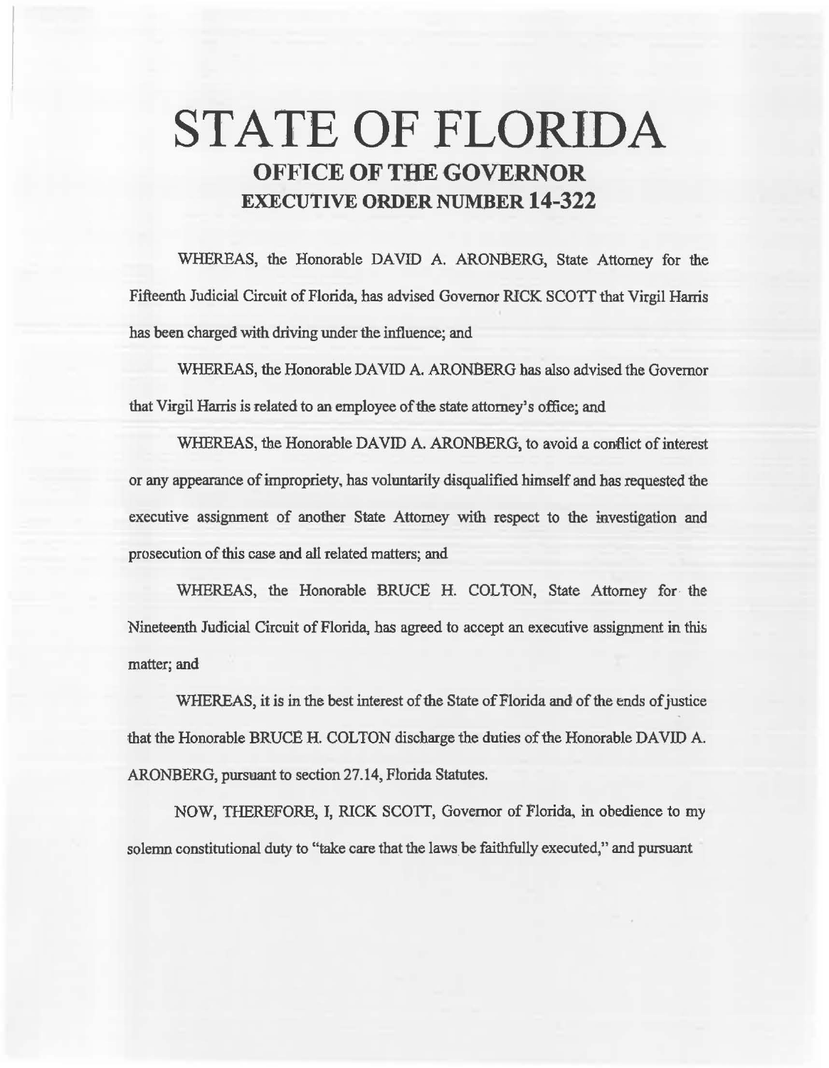# STATE OF FLORIDA
## OFFICE OF THE GOVERNOR
## EXECUTIVE ORDER NUMBER 14-322

WHEREAS, the Honorable DAVID A. ARONBERG, State Attorney for the Fifteenth Judicial Circuit of Florida, has advised Governor RICK SCOTT that Virgil Harris has been charged with driving under the influence; and

WHEREAS, the Honorable DAVID A. ARONBERG has also advised the Governor that Virgil Harris is related to an employee of the state attorney's office; and

WHEREAS, the Honorable DAVID A. ARONBERG, to avoid a conflict of interest or any appearance of impropriety, has voluntarily disqualified himself and has requested the executive assignment of another State Attorney with respect to the investigation and prosecution of this case and all related matters; and

WHEREAS, the Honorable BRUCE H. COLTON, State Attorney for the Nineteenth Judicial Circuit of Florida, has agreed to accept an executive assignment in this matter; and

WHEREAS, it is in the best interest of the State of Florida and of the ends of justice that the Honorable BRUCE H. COLTON discharge the duties of the Honorable DAVID A. ARONBERG, pursuant to section 27.14, Florida Statutes.

NOW, THEREFORE, I, RICK SCOTT, Governor of Florida, in obedience to my solemn constitutional duty to "take care that the laws be faithfully executed," and pursuant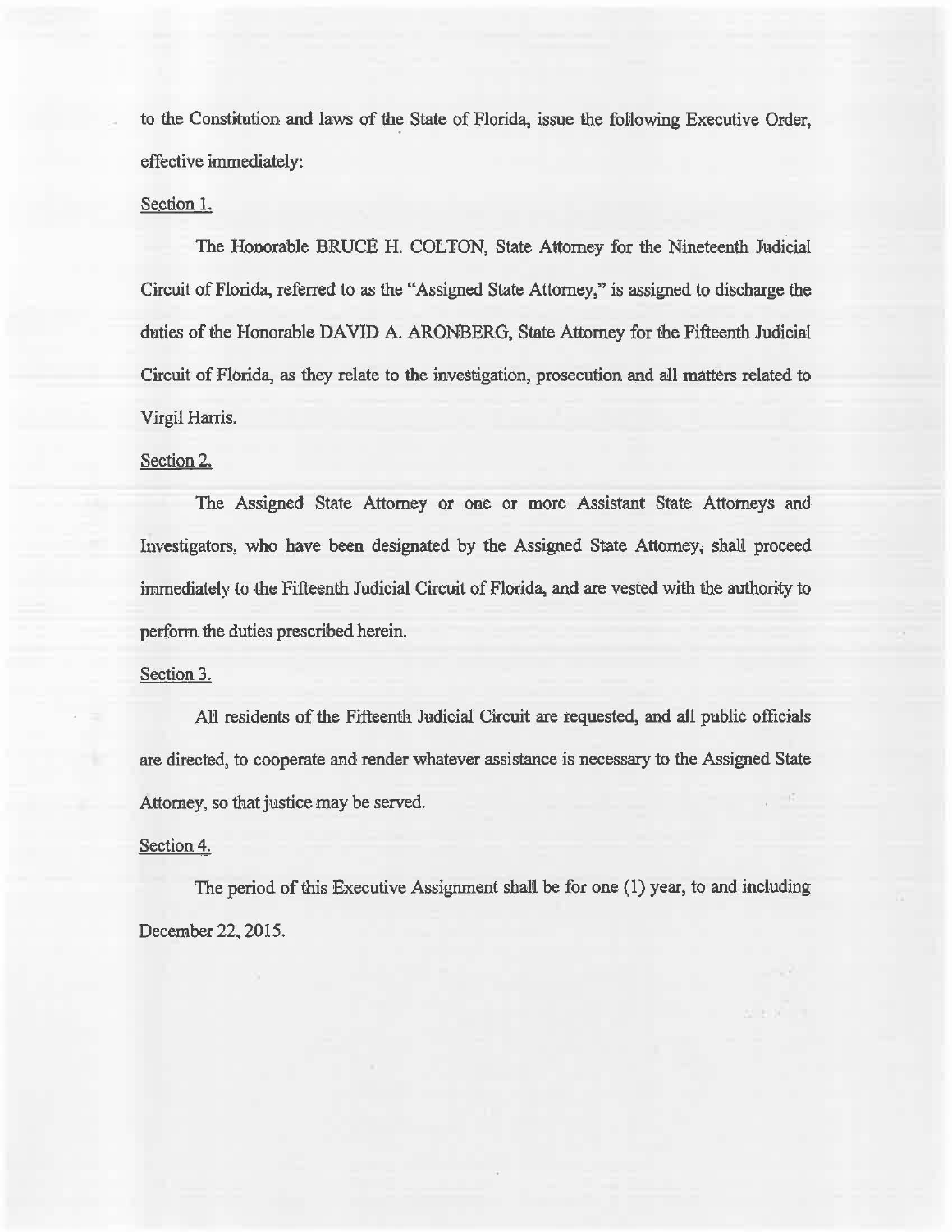to the Constitution and laws of the State of Florida, issue the following Executive Order, effective immediately:

Section 1.

The Honorable BRUCE H. COLTON, State Attorney for the Nineteenth Judicial Circuit of Florida, referred to as the "Assigned State Attorney," is assigned to discharge the duties of the Honorable DAVID A. ARONBERG, State Attorney for the Fifteenth Judicial Circuit of Florida, as they relate to the investigation, prosecution and all matters related to Virgil Harris.

Section 2.

The Assigned State Attorney or one or more Assistant State Attorneys and Investigators, who have been designated by the Assigned State Attorney, shall proceed immediately to the Fifteenth Judicial Circuit of Florida, and are vested with the authority to perform the duties prescribed herein.

Section 3.

All residents of the Fifteenth Judicial Circuit are requested, and all public officials are directed, to cooperate and render whatever assistance is necessary to the Assigned State Attorney, so that justice may be served.

Section 4.

The period of this Executive Assignment shall be for one (1) year, to and including December 22, 2015.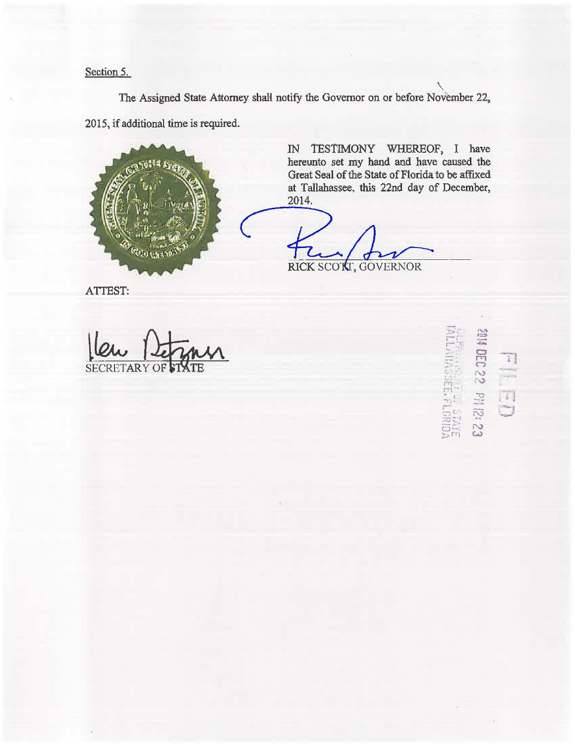Section 5.

The Assigned State Attorney shall notify the Governor on or before November 22, 2015, if additional time is required.

IN TESTIMONY WHEREOF, I have hereunto set my hand and have caused the Great Seal of the State of Florida to be affixed at Tallahassee, this 22nd day of December, 2014.

RICK SCOTT, GOVERNOR

ATTEST:

SECRETARY OF STATE

FILED

2014 DEC 22 PM 12:23

DEPARTMENT OF STATE
TALLAHASSEE, FLORIDA